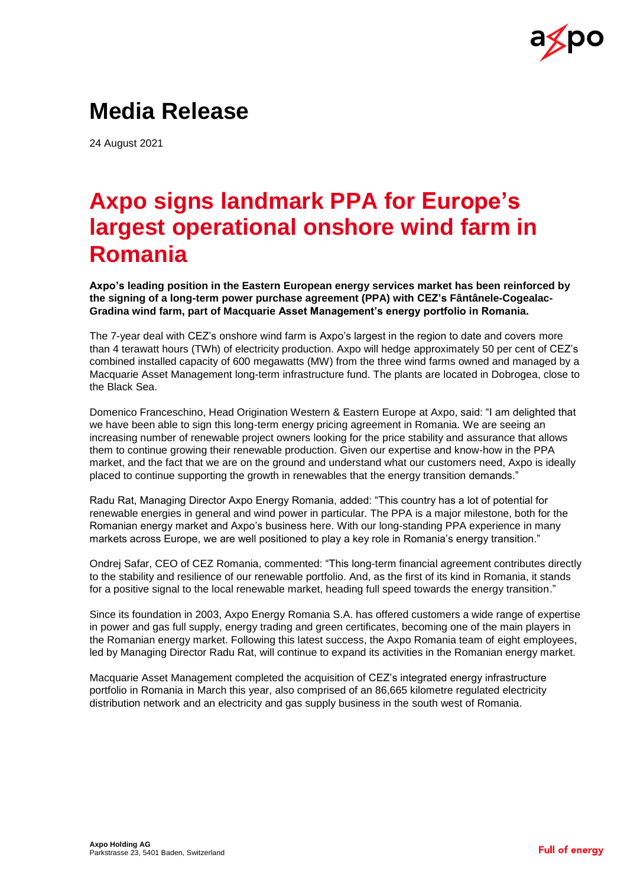# Media Release

24 August 2021

## Axpo signs landmark PPA for Europe's largest operational onshore wind farm in Romania

**Axpo's leading position in the Eastern European energy services market has been reinforced by the signing of a long-term power purchase agreement (PPA) with CEZ's Fântânele-Cogealac-Gradina wind farm, part of Macquarie Asset Management's energy portfolio in Romania.**

The 7-year deal with CEZ's onshore wind farm is Axpo's largest in the region to date and covers more than 4 terawatt hours (TWh) of electricity production. Axpo will hedge approximately 50 per cent of CEZ's combined installed capacity of 600 megawatts (MW) from the three wind farms owned and managed by a Macquarie Asset Management long-term infrastructure fund. The plants are located in Dobrogea, close to the Black Sea.

Domenico Franceschino, Head Origination Western & Eastern Europe at Axpo, said: "I am delighted that we have been able to sign this long-term energy pricing agreement in Romania. We are seeing an increasing number of renewable project owners looking for the price stability and assurance that allows them to continue growing their renewable production. Given our expertise and know-how in the PPA market, and the fact that we are on the ground and understand what our customers need, Axpo is ideally placed to continue supporting the growth in renewables that the energy transition demands."

Radu Rat, Managing Director Axpo Energy Romania, added: "This country has a lot of potential for renewable energies in general and wind power in particular. The PPA is a major milestone, both for the Romanian energy market and Axpo's business here. With our long-standing PPA experience in many markets across Europe, we are well positioned to play a key role in Romania's energy transition."

Ondrej Safar, CEO of CEZ Romania, commented: "This long-term financial agreement contributes directly to the stability and resilience of our renewable portfolio. And, as the first of its kind in Romania, it stands for a positive signal to the local renewable market, heading full speed towards the energy transition."

Since its foundation in 2003, Axpo Energy Romania S.A. has offered customers a wide range of expertise in power and gas full supply, energy trading and green certificates, becoming one of the main players in the Romanian energy market. Following this latest success, the Axpo Romania team of eight employees, led by Managing Director Radu Rat, will continue to expand its activities in the Romanian energy market.

Macquarie Asset Management completed the acquisition of CEZ's integrated energy infrastructure portfolio in Romania in March this year, also comprised of an 86,665 kilometre regulated electricity distribution network and an electricity and gas supply business in the south west of Romania.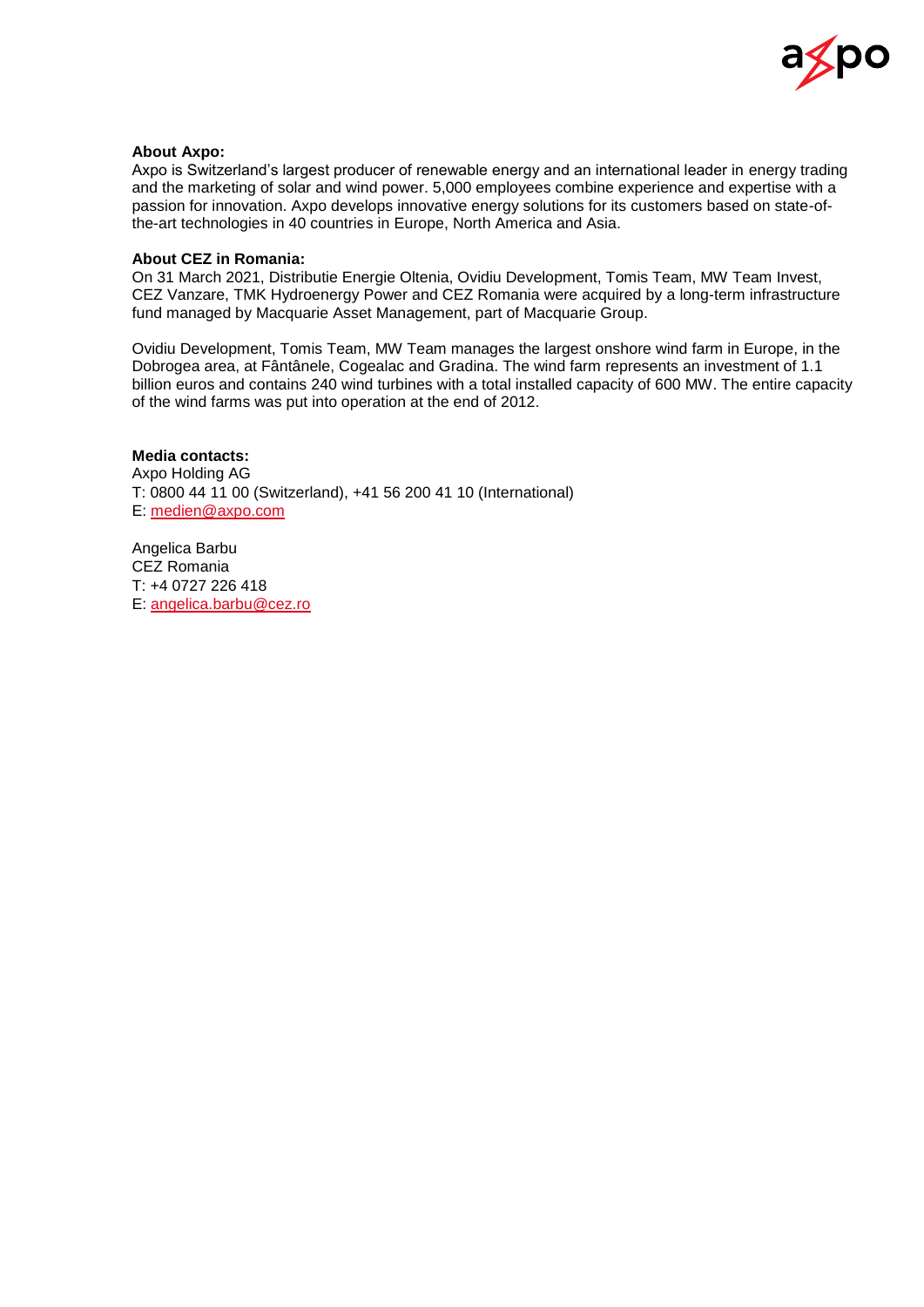**About Axpo:**
Axpo is Switzerland's largest producer of renewable energy and an international leader in energy trading and the marketing of solar and wind power. 5,000 employees combine experience and expertise with a passion for innovation. Axpo develops innovative energy solutions for its customers based on state-of-the-art technologies in 40 countries in Europe, North America and Asia.

**About CEZ in Romania:**
On 31 March 2021, Distributie Energie Oltenia, Ovidiu Development, Tomis Team, MW Team Invest, CEZ Vanzare, TMK Hydroenergy Power and CEZ Romania were acquired by a long-term infrastructure fund managed by Macquarie Asset Management, part of Macquarie Group.

Ovidiu Development, Tomis Team, MW Team manages the largest onshore wind farm in Europe, in the Dobrogea area, at Fântânele, Cogealac and Gradina. The wind farm represents an investment of 1.1 billion euros and contains 240 wind turbines with a total installed capacity of 600 MW. The entire capacity of the wind farms was put into operation at the end of 2012.

**Media contacts:**
Axpo Holding AG
T: 0800 44 11 00 (Switzerland), +41 56 200 41 10 (International)
E: medien@axpo.com

Angelica Barbu
CEZ Romania
T: +4 0727 226 418
E: angelica.barbu@cez.ro